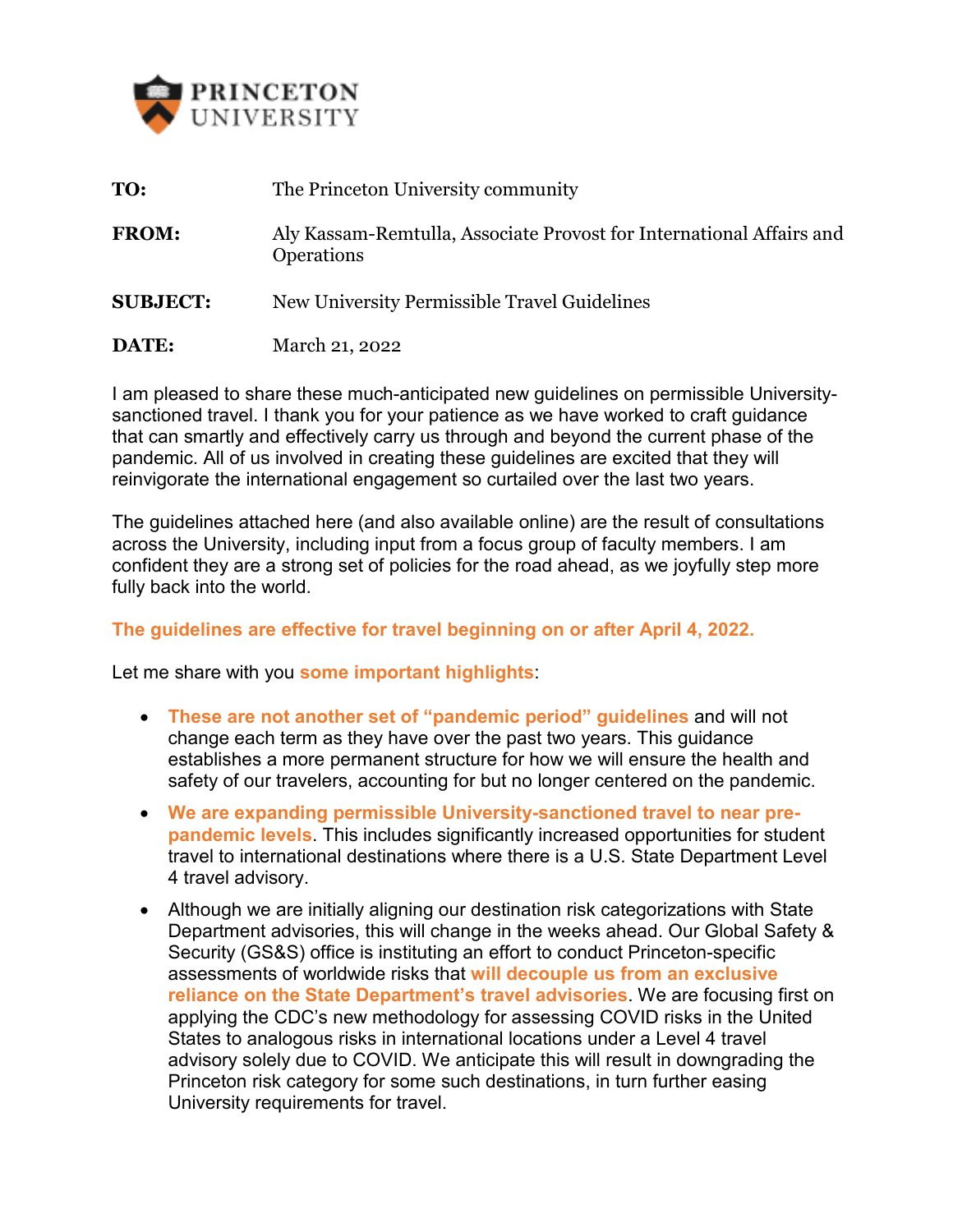**PRINCETON UNIVERSITY**

| | |
|---|---|
| **TO:** | The Princeton University community |
| **FROM:** | Aly Kassam-Remtulla, Associate Provost for International Affairs and Operations |
| **SUBJECT:** | New University Permissible Travel Guidelines |
| **DATE:** | March 21, 2022 |

I am pleased to share these much-anticipated new guidelines on permissible University-sanctioned travel. I thank you for your patience as we have worked to craft guidance that can smartly and effectively carry us through and beyond the current phase of the pandemic. All of us involved in creating these guidelines are excited that they will reinvigorate the international engagement so curtailed over the last two years.

The guidelines attached here (and also available online) are the result of consultations across the University, including input from a focus group of faculty members. I am confident they are a strong set of policies for the road ahead, as we joyfully step more fully back into the world.

**The guidelines are effective for travel beginning on or after April 4, 2022.**

Let me share with you **some important highlights**:

- **These are not another set of "pandemic period" guidelines** and will not change each term as they have over the past two years. This guidance establishes a more permanent structure for how we will ensure the health and safety of our travelers, accounting for but no longer centered on the pandemic.
- **We are expanding permissible University-sanctioned travel to near pre-pandemic levels**. This includes significantly increased opportunities for student travel to international destinations where there is a U.S. State Department Level 4 travel advisory.
- Although we are initially aligning our destination risk categorizations with State Department advisories, this will change in the weeks ahead. Our Global Safety & Security (GS&S) office is instituting an effort to conduct Princeton-specific assessments of worldwide risks that **will decouple us from an exclusive reliance on the State Department's travel advisories**. We are focusing first on applying the CDC's new methodology for assessing COVID risks in the United States to analogous risks in international locations under a Level 4 travel advisory solely due to COVID. We anticipate this will result in downgrading the Princeton risk category for some such destinations, in turn further easing University requirements for travel.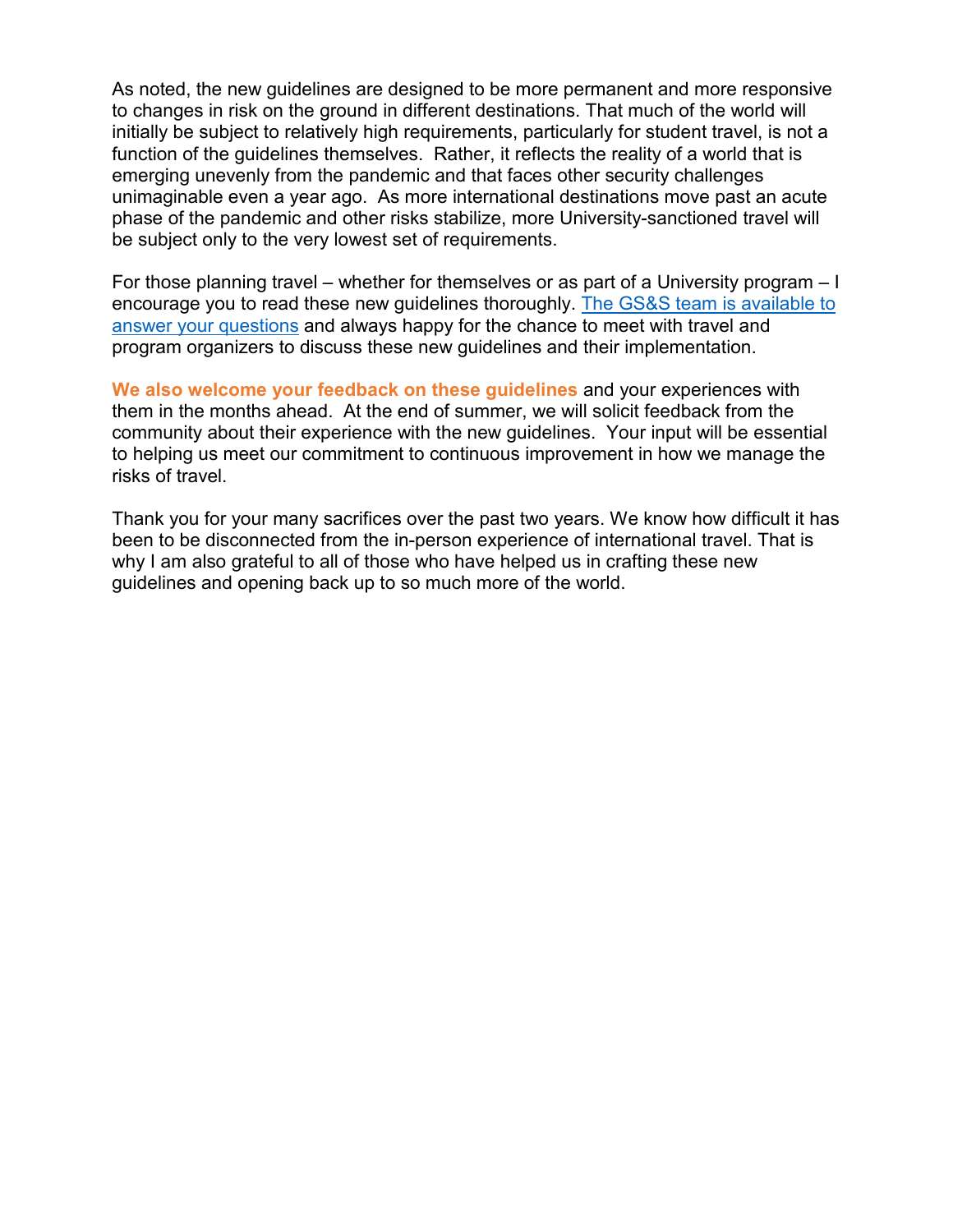As noted, the new guidelines are designed to be more permanent and more responsive to changes in risk on the ground in different destinations. That much of the world will initially be subject to relatively high requirements, particularly for student travel, is not a function of the guidelines themselves. Rather, it reflects the reality of a world that is emerging unevenly from the pandemic and that faces other security challenges unimaginable even a year ago. As more international destinations move past an acute phase of the pandemic and other risks stabilize, more University-sanctioned travel will be subject only to the very lowest set of requirements.

For those planning travel – whether for themselves or as part of a University program – I encourage you to read these new guidelines thoroughly. The GS&S team is available to answer your questions and always happy for the chance to meet with travel and program organizers to discuss these new guidelines and their implementation.

**We also welcome your feedback on these guidelines** and your experiences with them in the months ahead. At the end of summer, we will solicit feedback from the community about their experience with the new guidelines. Your input will be essential to helping us meet our commitment to continuous improvement in how we manage the risks of travel.

Thank you for your many sacrifices over the past two years. We know how difficult it has been to be disconnected from the in-person experience of international travel. That is why I am also grateful to all of those who have helped us in crafting these new guidelines and opening back up to so much more of the world.